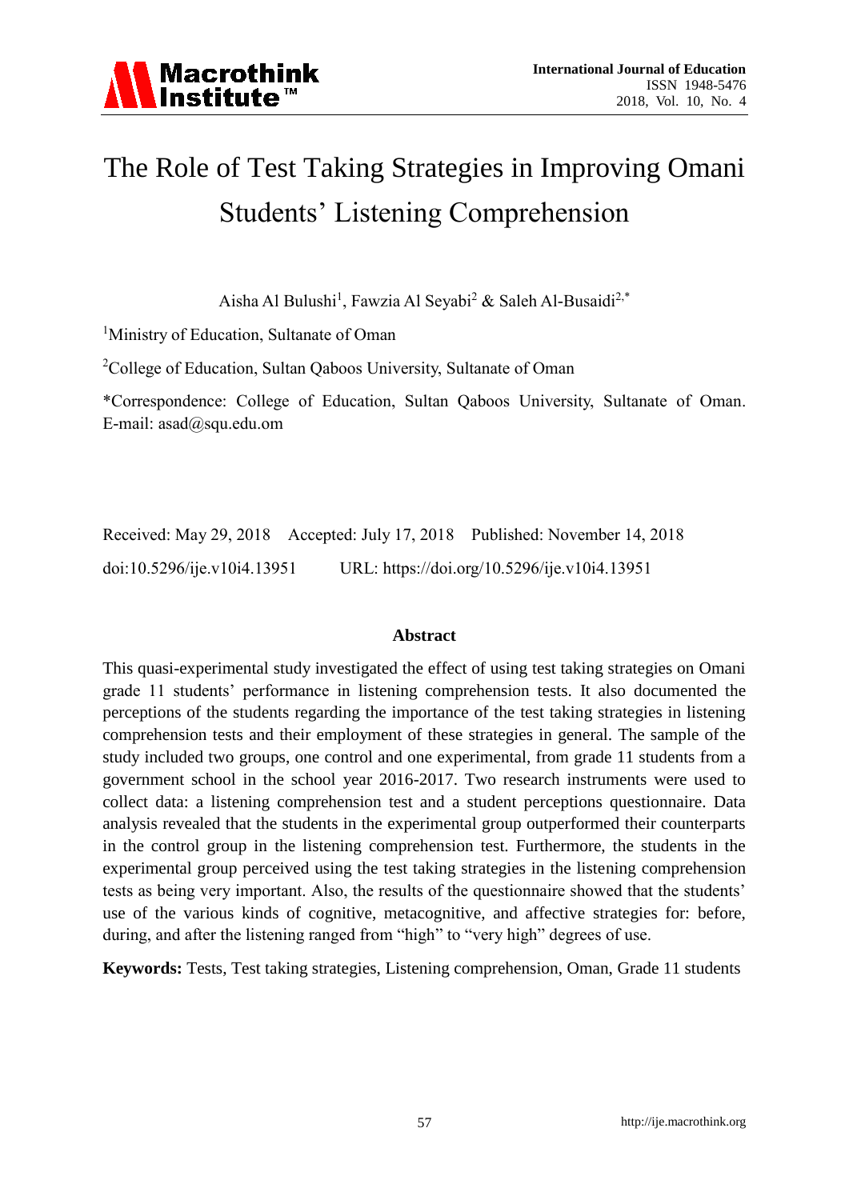# The Role of Test Taking Strategies in Improving Omani Students' Listening Comprehension

Aisha Al Bulushi[1], Fawzia Al Seyabi[2] & Saleh Al-Busaidi[2,*]

[1]Ministry of Education, Sultanate of Oman

[2]College of Education, Sultan Qaboos University, Sultanate of Oman

*Correspondence: College of Education, Sultan Qaboos University, Sultanate of Oman. E-mail: asad@squ.edu.om

Received: May 29, 2018 Accepted: July 17, 2018 Published: November 14, 2018

doi:10.5296/ije.v10i4.13951 URL: https://doi.org/10.5296/ije.v10i4.13951

## Abstract

This quasi-experimental study investigated the effect of using test taking strategies on Omani grade 11 students' performance in listening comprehension tests. It also documented the perceptions of the students regarding the importance of the test taking strategies in listening comprehension tests and their employment of these strategies in general. The sample of the study included two groups, one control and one experimental, from grade 11 students from a government school in the school year 2016-2017. Two research instruments were used to collect data: a listening comprehension test and a student perceptions questionnaire. Data analysis revealed that the students in the experimental group outperformed their counterparts in the control group in the listening comprehension test. Furthermore, the students in the experimental group perceived using the test taking strategies in the listening comprehension tests as being very important. Also, the results of the questionnaire showed that the students' use of the various kinds of cognitive, metacognitive, and affective strategies for: before, during, and after the listening ranged from "high" to "very high" degrees of use.

**Keywords:** Tests, Test taking strategies, Listening comprehension, Oman, Grade 11 students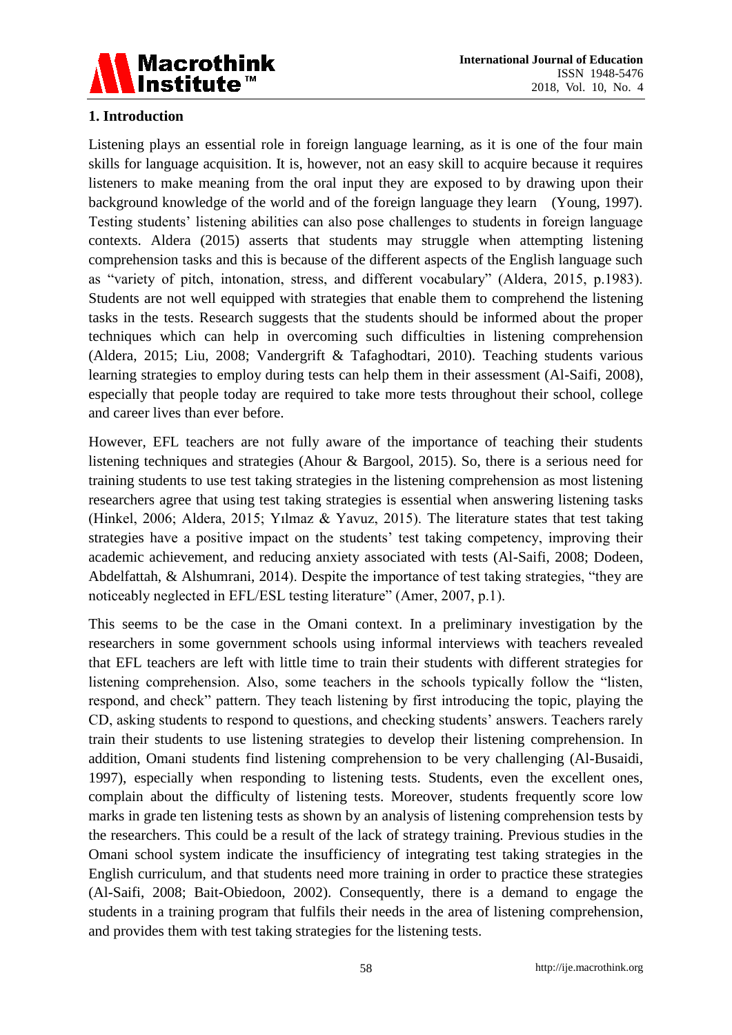## 1. Introduction

Listening plays an essential role in foreign language learning, as it is one of the four main skills for language acquisition. It is, however, not an easy skill to acquire because it requires listeners to make meaning from the oral input they are exposed to by drawing upon their background knowledge of the world and of the foreign language they learn (Young, 1997). Testing students' listening abilities can also pose challenges to students in foreign language contexts. Aldera (2015) asserts that students may struggle when attempting listening comprehension tasks and this is because of the different aspects of the English language such as "variety of pitch, intonation, stress, and different vocabulary" (Aldera, 2015, p.1983). Students are not well equipped with strategies that enable them to comprehend the listening tasks in the tests. Research suggests that the students should be informed about the proper techniques which can help in overcoming such difficulties in listening comprehension (Aldera, 2015; Liu, 2008; Vandergrift & Tafaghodtari, 2010). Teaching students various learning strategies to employ during tests can help them in their assessment (Al-Saifi, 2008), especially that people today are required to take more tests throughout their school, college and career lives than ever before.

However, EFL teachers are not fully aware of the importance of teaching their students listening techniques and strategies (Ahour & Bargool, 2015). So, there is a serious need for training students to use test taking strategies in the listening comprehension as most listening researchers agree that using test taking strategies is essential when answering listening tasks (Hinkel, 2006; Aldera, 2015; Yılmaz & Yavuz, 2015). The literature states that test taking strategies have a positive impact on the students' test taking competency, improving their academic achievement, and reducing anxiety associated with tests (Al-Saifi, 2008; Dodeen, Abdelfattah, & Alshumrani, 2014). Despite the importance of test taking strategies, "they are noticeably neglected in EFL/ESL testing literature" (Amer, 2007, p.1).

This seems to be the case in the Omani context. In a preliminary investigation by the researchers in some government schools using informal interviews with teachers revealed that EFL teachers are left with little time to train their students with different strategies for listening comprehension. Also, some teachers in the schools typically follow the "listen, respond, and check" pattern. They teach listening by first introducing the topic, playing the CD, asking students to respond to questions, and checking students' answers. Teachers rarely train their students to use listening strategies to develop their listening comprehension. In addition, Omani students find listening comprehension to be very challenging (Al-Busaidi, 1997), especially when responding to listening tests. Students, even the excellent ones, complain about the difficulty of listening tests. Moreover, students frequently score low marks in grade ten listening tests as shown by an analysis of listening comprehension tests by the researchers. This could be a result of the lack of strategy training. Previous studies in the Omani school system indicate the insufficiency of integrating test taking strategies in the English curriculum, and that students need more training in order to practice these strategies (Al-Saifi, 2008; Bait-Obiedoon, 2002). Consequently, there is a demand to engage the students in a training program that fulfils their needs in the area of listening comprehension, and provides them with test taking strategies for the listening tests.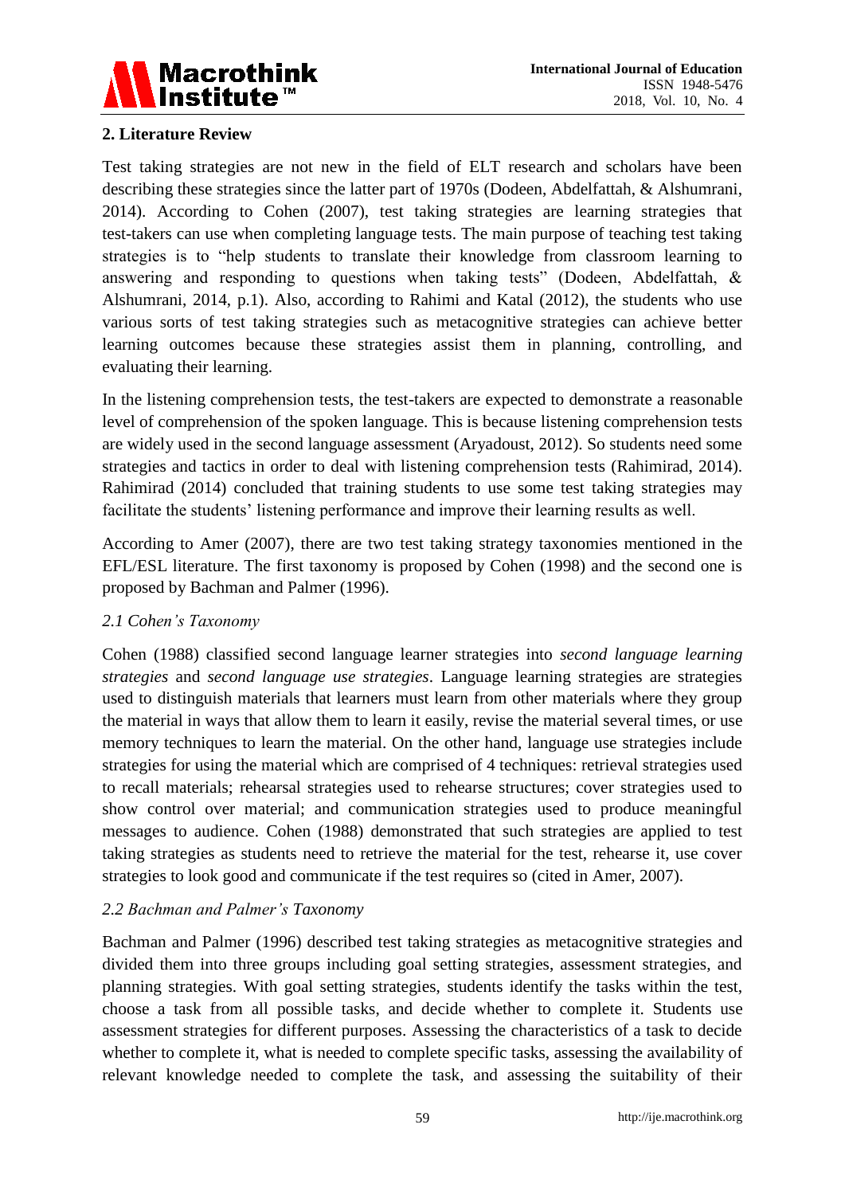## 2. Literature Review

Test taking strategies are not new in the field of ELT research and scholars have been describing these strategies since the latter part of 1970s (Dodeen, Abdelfattah, & Alshumrani, 2014). According to Cohen (2007), test taking strategies are learning strategies that test-takers can use when completing language tests. The main purpose of teaching test taking strategies is to "help students to translate their knowledge from classroom learning to answering and responding to questions when taking tests" (Dodeen, Abdelfattah, & Alshumrani, 2014, p.1). Also, according to Rahimi and Katal (2012), the students who use various sorts of test taking strategies such as metacognitive strategies can achieve better learning outcomes because these strategies assist them in planning, controlling, and evaluating their learning.

In the listening comprehension tests, the test-takers are expected to demonstrate a reasonable level of comprehension of the spoken language. This is because listening comprehension tests are widely used in the second language assessment (Aryadoust, 2012). So students need some strategies and tactics in order to deal with listening comprehension tests (Rahimirad, 2014). Rahimirad (2014) concluded that training students to use some test taking strategies may facilitate the students' listening performance and improve their learning results as well.

According to Amer (2007), there are two test taking strategy taxonomies mentioned in the EFL/ESL literature. The first taxonomy is proposed by Cohen (1998) and the second one is proposed by Bachman and Palmer (1996).

### *2.1 Cohen's Taxonomy*

Cohen (1988) classified second language learner strategies into *second language learning strategies* and *second language use strategies*. Language learning strategies are strategies used to distinguish materials that learners must learn from other materials where they group the material in ways that allow them to learn it easily, revise the material several times, or use memory techniques to learn the material. On the other hand, language use strategies include strategies for using the material which are comprised of 4 techniques: retrieval strategies used to recall materials; rehearsal strategies used to rehearse structures; cover strategies used to show control over material; and communication strategies used to produce meaningful messages to audience. Cohen (1988) demonstrated that such strategies are applied to test taking strategies as students need to retrieve the material for the test, rehearse it, use cover strategies to look good and communicate if the test requires so (cited in Amer, 2007).

### *2.2 Bachman and Palmer's Taxonomy*

Bachman and Palmer (1996) described test taking strategies as metacognitive strategies and divided them into three groups including goal setting strategies, assessment strategies, and planning strategies. With goal setting strategies, students identify the tasks within the test, choose a task from all possible tasks, and decide whether to complete it. Students use assessment strategies for different purposes. Assessing the characteristics of a task to decide whether to complete it, what is needed to complete specific tasks, assessing the availability of relevant knowledge needed to complete the task, and assessing the suitability of their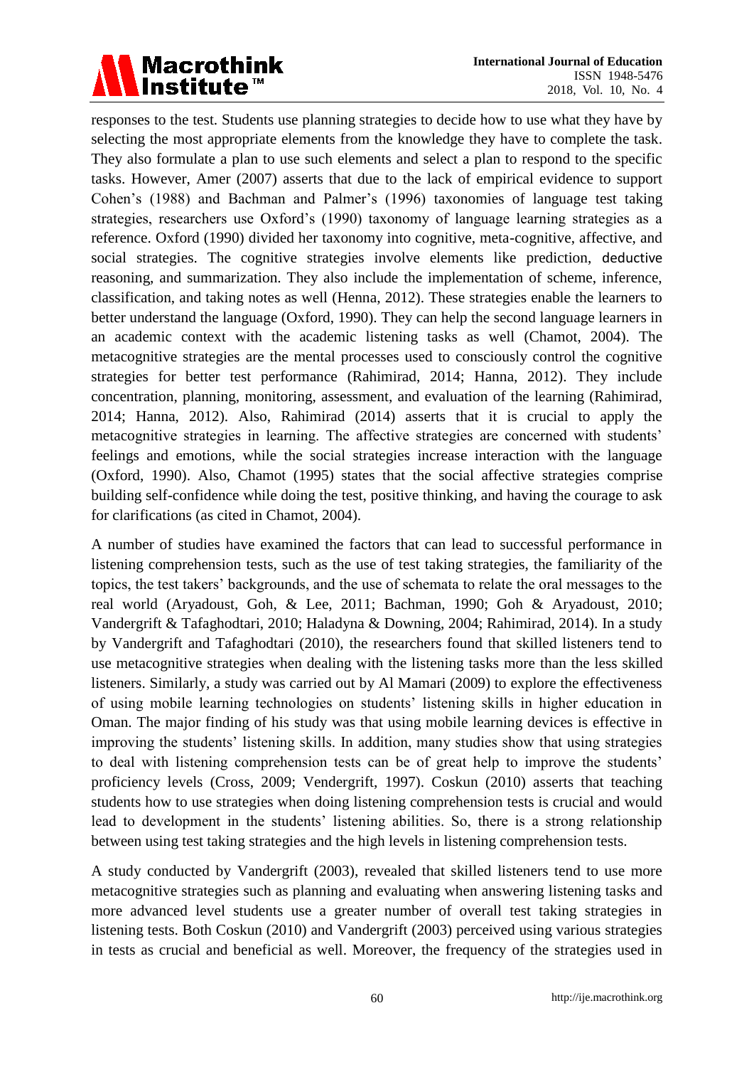responses to the test. Students use planning strategies to decide how to use what they have by selecting the most appropriate elements from the knowledge they have to complete the task. They also formulate a plan to use such elements and select a plan to respond to the specific tasks. However, Amer (2007) asserts that due to the lack of empirical evidence to support Cohen's (1988) and Bachman and Palmer's (1996) taxonomies of language test taking strategies, researchers use Oxford's (1990) taxonomy of language learning strategies as a reference. Oxford (1990) divided her taxonomy into cognitive, meta-cognitive, affective, and social strategies. The cognitive strategies involve elements like prediction, deductive reasoning, and summarization. They also include the implementation of scheme, inference, classification, and taking notes as well (Henna, 2012). These strategies enable the learners to better understand the language (Oxford, 1990). They can help the second language learners in an academic context with the academic listening tasks as well (Chamot, 2004). The metacognitive strategies are the mental processes used to consciously control the cognitive strategies for better test performance (Rahimirad, 2014; Hanna, 2012). They include concentration, planning, monitoring, assessment, and evaluation of the learning (Rahimirad, 2014; Hanna, 2012). Also, Rahimirad (2014) asserts that it is crucial to apply the metacognitive strategies in learning. The affective strategies are concerned with students' feelings and emotions, while the social strategies increase interaction with the language (Oxford, 1990). Also, Chamot (1995) states that the social affective strategies comprise building self-confidence while doing the test, positive thinking, and having the courage to ask for clarifications (as cited in Chamot, 2004).

A number of studies have examined the factors that can lead to successful performance in listening comprehension tests, such as the use of test taking strategies, the familiarity of the topics, the test takers' backgrounds, and the use of schemata to relate the oral messages to the real world (Aryadoust, Goh, & Lee, 2011; Bachman, 1990; Goh & Aryadoust, 2010; Vandergrift & Tafaghodtari, 2010; Haladyna & Downing, 2004; Rahimirad, 2014). In a study by Vandergrift and Tafaghodtari (2010), the researchers found that skilled listeners tend to use metacognitive strategies when dealing with the listening tasks more than the less skilled listeners. Similarly, a study was carried out by Al Mamari (2009) to explore the effectiveness of using mobile learning technologies on students' listening skills in higher education in Oman. The major finding of his study was that using mobile learning devices is effective in improving the students' listening skills. In addition, many studies show that using strategies to deal with listening comprehension tests can be of great help to improve the students' proficiency levels (Cross, 2009; Vendergrift, 1997). Coskun (2010) asserts that teaching students how to use strategies when doing listening comprehension tests is crucial and would lead to development in the students' listening abilities. So, there is a strong relationship between using test taking strategies and the high levels in listening comprehension tests.

A study conducted by Vandergrift (2003), revealed that skilled listeners tend to use more metacognitive strategies such as planning and evaluating when answering listening tasks and more advanced level students use a greater number of overall test taking strategies in listening tests. Both Coskun (2010) and Vandergrift (2003) perceived using various strategies in tests as crucial and beneficial as well. Moreover, the frequency of the strategies used in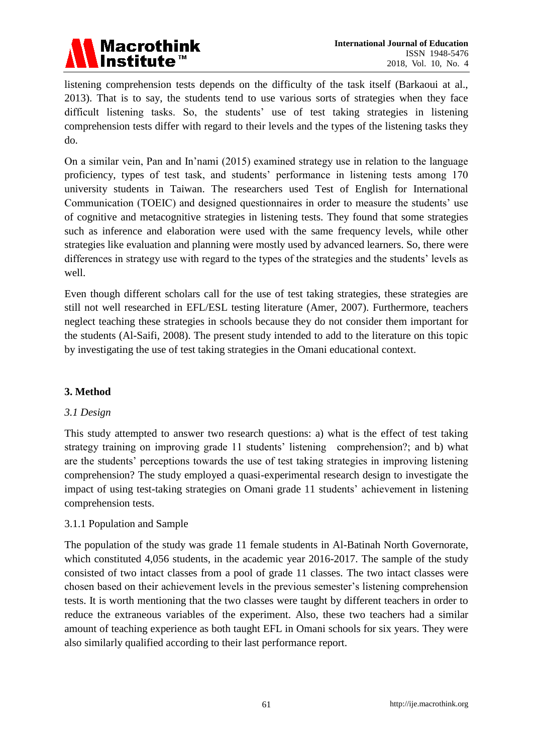listening comprehension tests depends on the difficulty of the task itself (Barkaoui at al., 2013). That is to say, the students tend to use various sorts of strategies when they face difficult listening tasks. So, the students' use of test taking strategies in listening comprehension tests differ with regard to their levels and the types of the listening tasks they do.

On a similar vein, Pan and In'nami (2015) examined strategy use in relation to the language proficiency, types of test task, and students' performance in listening tests among 170 university students in Taiwan. The researchers used Test of English for International Communication (TOEIC) and designed questionnaires in order to measure the students' use of cognitive and metacognitive strategies in listening tests. They found that some strategies such as inference and elaboration were used with the same frequency levels, while other strategies like evaluation and planning were mostly used by advanced learners. So, there were differences in strategy use with regard to the types of the strategies and the students' levels as well.

Even though different scholars call for the use of test taking strategies, these strategies are still not well researched in EFL/ESL testing literature (Amer, 2007). Furthermore, teachers neglect teaching these strategies in schools because they do not consider them important for the students (Al-Saifi, 2008). The present study intended to add to the literature on this topic by investigating the use of test taking strategies in the Omani educational context.

## 3. Method

### *3.1 Design*

This study attempted to answer two research questions: a) what is the effect of test taking strategy training on improving grade 11 students' listening comprehension?; and b) what are the students' perceptions towards the use of test taking strategies in improving listening comprehension? The study employed a quasi-experimental research design to investigate the impact of using test-taking strategies on Omani grade 11 students' achievement in listening comprehension tests.

#### 3.1.1 Population and Sample

The population of the study was grade 11 female students in Al-Batinah North Governorate, which constituted 4,056 students, in the academic year 2016-2017. The sample of the study consisted of two intact classes from a pool of grade 11 classes. The two intact classes were chosen based on their achievement levels in the previous semester's listening comprehension tests. It is worth mentioning that the two classes were taught by different teachers in order to reduce the extraneous variables of the experiment. Also, these two teachers had a similar amount of teaching experience as both taught EFL in Omani schools for six years. They were also similarly qualified according to their last performance report.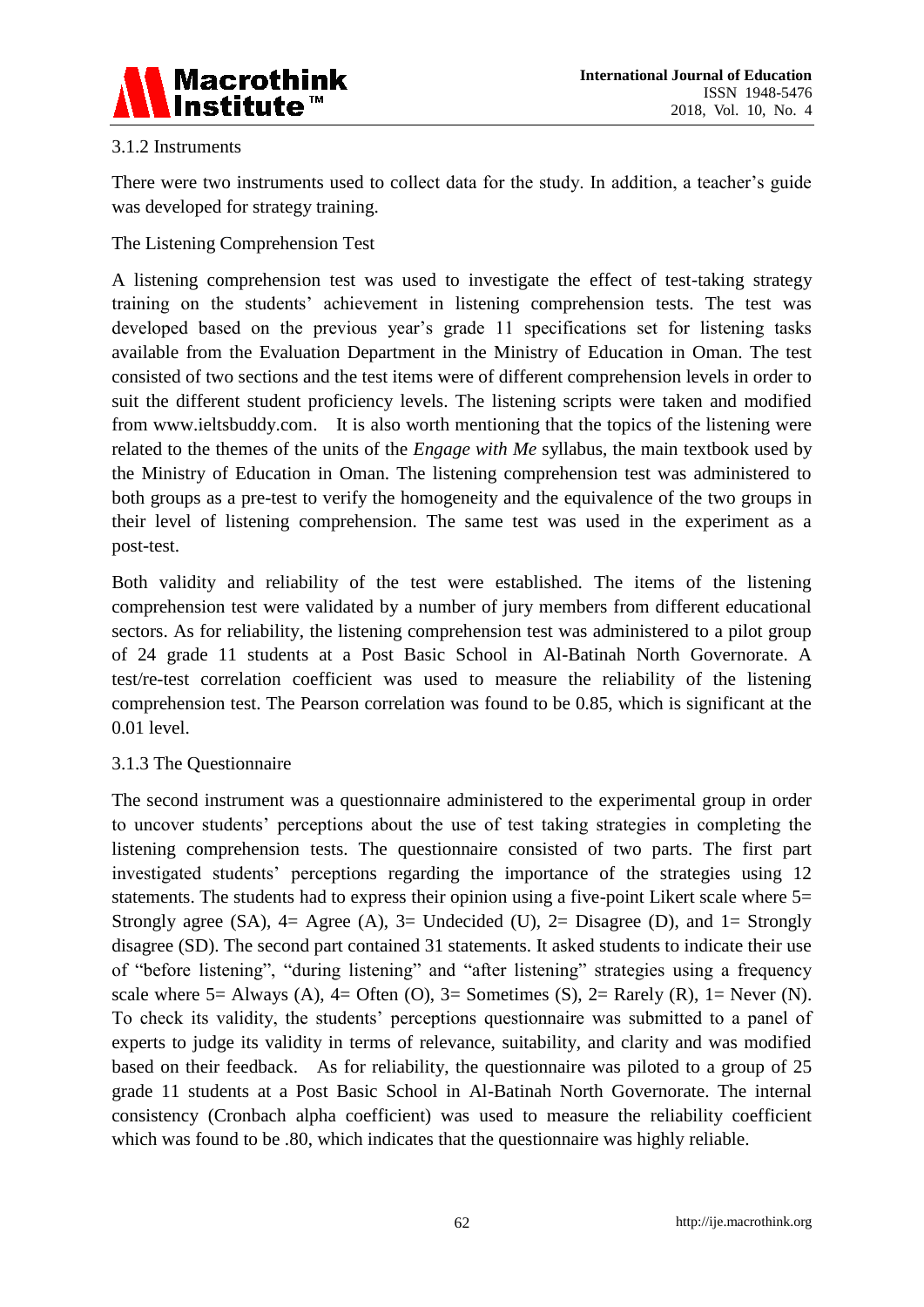### 3.1.2 Instruments

There were two instruments used to collect data for the study. In addition, a teacher's guide was developed for strategy training.

The Listening Comprehension Test

A listening comprehension test was used to investigate the effect of test-taking strategy training on the students' achievement in listening comprehension tests. The test was developed based on the previous year's grade 11 specifications set for listening tasks available from the Evaluation Department in the Ministry of Education in Oman. The test consisted of two sections and the test items were of different comprehension levels in order to suit the different student proficiency levels. The listening scripts were taken and modified from www.ieltsbuddy.com. It is also worth mentioning that the topics of the listening were related to the themes of the units of the *Engage with Me* syllabus, the main textbook used by the Ministry of Education in Oman. The listening comprehension test was administered to both groups as a pre-test to verify the homogeneity and the equivalence of the two groups in their level of listening comprehension. The same test was used in the experiment as a post-test.

Both validity and reliability of the test were established. The items of the listening comprehension test were validated by a number of jury members from different educational sectors. As for reliability, the listening comprehension test was administered to a pilot group of 24 grade 11 students at a Post Basic School in Al-Batinah North Governorate. A test/re-test correlation coefficient was used to measure the reliability of the listening comprehension test. The Pearson correlation was found to be 0.85, which is significant at the 0.01 level.

### 3.1.3 The Questionnaire

The second instrument was a questionnaire administered to the experimental group in order to uncover students' perceptions about the use of test taking strategies in completing the listening comprehension tests. The questionnaire consisted of two parts. The first part investigated students' perceptions regarding the importance of the strategies using 12 statements. The students had to express their opinion using a five-point Likert scale where 5= Strongly agree (SA), 4= Agree (A), 3= Undecided (U), 2= Disagree (D), and 1= Strongly disagree (SD). The second part contained 31 statements. It asked students to indicate their use of "before listening", "during listening" and "after listening" strategies using a frequency scale where 5= Always (A), 4= Often (O), 3= Sometimes (S), 2= Rarely (R), 1= Never (N). To check its validity, the students' perceptions questionnaire was submitted to a panel of experts to judge its validity in terms of relevance, suitability, and clarity and was modified based on their feedback. As for reliability, the questionnaire was piloted to a group of 25 grade 11 students at a Post Basic School in Al-Batinah North Governorate. The internal consistency (Cronbach alpha coefficient) was used to measure the reliability coefficient which was found to be .80, which indicates that the questionnaire was highly reliable.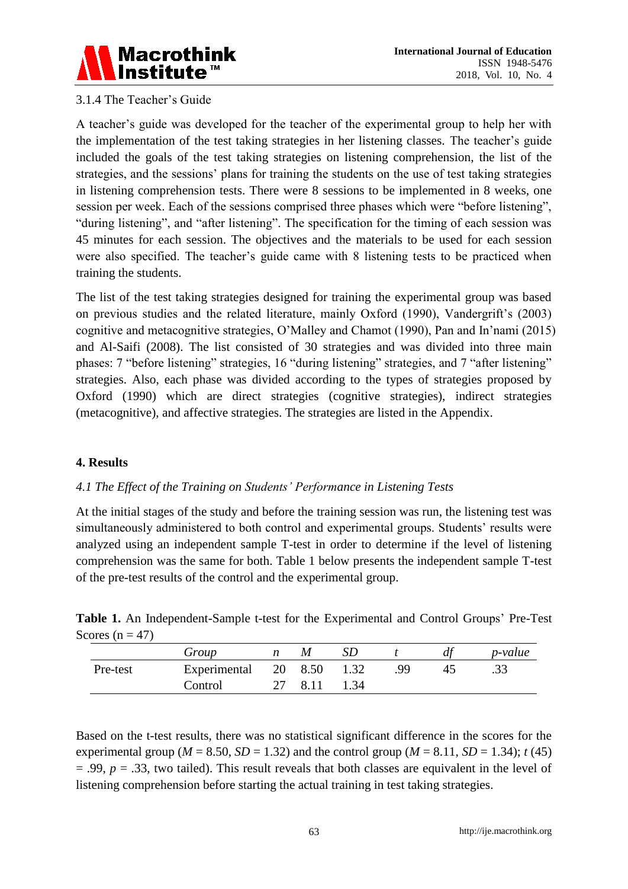### 3.1.4 The Teacher's Guide

A teacher's guide was developed for the teacher of the experimental group to help her with the implementation of the test taking strategies in her listening classes. The teacher's guide included the goals of the test taking strategies on listening comprehension, the list of the strategies, and the sessions' plans for training the students on the use of test taking strategies in listening comprehension tests. There were 8 sessions to be implemented in 8 weeks, one session per week. Each of the sessions comprised three phases which were "before listening", "during listening", and "after listening". The specification for the timing of each session was 45 minutes for each session. The objectives and the materials to be used for each session were also specified. The teacher's guide came with 8 listening tests to be practiced when training the students.

The list of the test taking strategies designed for training the experimental group was based on previous studies and the related literature, mainly Oxford (1990), Vandergrift's (2003) cognitive and metacognitive strategies, O'Malley and Chamot (1990), Pan and In'nami (2015) and Al-Saifi (2008). The list consisted of 30 strategies and was divided into three main phases: 7 "before listening" strategies, 16 "during listening" strategies, and 7 "after listening" strategies. Also, each phase was divided according to the types of strategies proposed by Oxford (1990) which are direct strategies (cognitive strategies), indirect strategies (metacognitive), and affective strategies. The strategies are listed in the Appendix.

## 4. Results

### *4.1 The Effect of the Training on Students' Performance in Listening Tests*

At the initial stages of the study and before the training session was run, the listening test was simultaneously administered to both control and experimental groups. Students' results were analyzed using an independent sample T-test in order to determine if the level of listening comprehension was the same for both. Table 1 below presents the independent sample T-test of the pre-test results of the control and the experimental group.

**Table 1.** An Independent-Sample t-test for the Experimental and Control Groups' Pre-Test Scores (n = 47)

| | *Group* | *n* | *M* | *SD* | *t* | *df* | *p-value* |
|---|---|---|---|---|---|---|---|
| Pre-test | Experimental | 20 | 8.50 | 1.32 | .99 | 45 | .33 |
| | Control | 27 | 8.11 | 1.34 | | | |

Based on the t-test results, there was no statistical significant difference in the scores for the experimental group ($M$ = 8.50, $SD$ = 1.32) and the control group ($M$ = 8.11, $SD$ = 1.34); $t$ (45) = .99, $p$ = .33, two tailed). This result reveals that both classes are equivalent in the level of listening comprehension before starting the actual training in test taking strategies.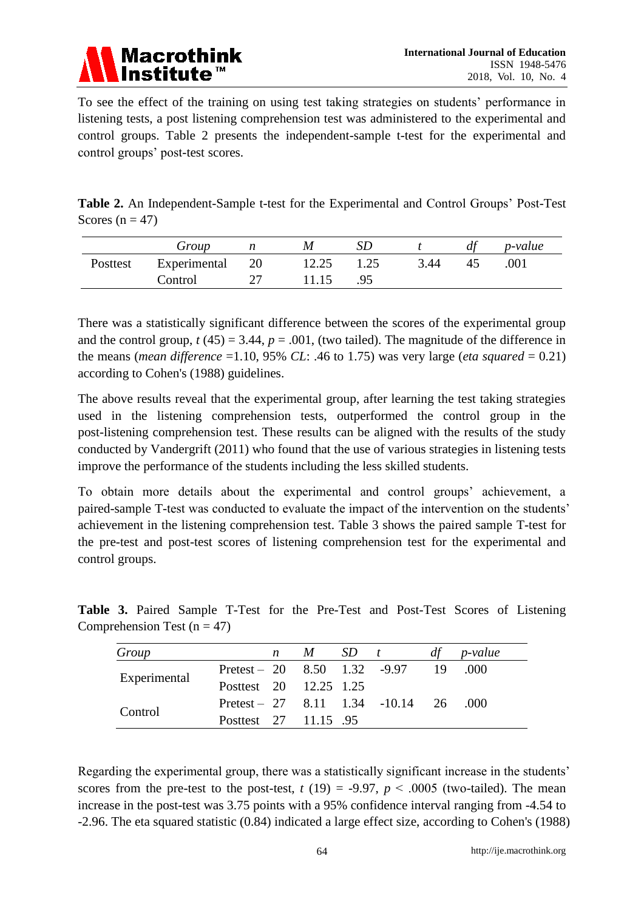To see the effect of the training on using test taking strategies on students' performance in listening tests, a post listening comprehension test was administered to the experimental and control groups. Table 2 presents the independent-sample t-test for the experimental and control groups' post-test scores.

**Table 2.** An Independent-Sample t-test for the Experimental and Control Groups' Post-Test Scores (n = 47)

| | *Group* | *n* | *M* | *SD* | *t* | *df* | *p-value* |
|---|---|---|---|---|---|---|---|
| Posttest | Experimental | 20 | 12.25 | 1.25 | 3.44 | 45 | .001 |
| | Control | 27 | 11.15 | .95 | | | |

There was a statistically significant difference between the scores of the experimental group and the control group, $t$ (45) = 3.44, $p$ = .001, (two tailed). The magnitude of the difference in the means (*mean difference* =1.10, 95% *CL*: .46 to 1.75) was very large (*eta squared* = 0.21) according to Cohen's (1988) guidelines.

The above results reveal that the experimental group, after learning the test taking strategies used in the listening comprehension tests, outperformed the control group in the post-listening comprehension test. These results can be aligned with the results of the study conducted by Vandergrift (2011) who found that the use of various strategies in listening tests improve the performance of the students including the less skilled students.

To obtain more details about the experimental and control groups' achievement, a paired-sample T-test was conducted to evaluate the impact of the intervention on the students' achievement in the listening comprehension test. Table 3 shows the paired sample T-test for the pre-test and post-test scores of listening comprehension test for the experimental and control groups.

**Table 3.** Paired Sample T-Test for the Pre-Test and Post-Test Scores of Listening Comprehension Test (n = 47)

| *Group* | | *n* | *M* | *SD* | *t* | *df* | *p-value* |
|---|---|---|---|---|---|---|---|
| Experimental | Pretest – | 20 | 8.50 | 1.32 | -9.97 | 19 | .000 |
| | Posttest | 20 | 12.25 | 1.25 | | | |
| Control | Pretest – | 27 | 8.11 | 1.34 | -10.14 | 26 | .000 |
| | Posttest | 27 | 11.15 | .95 | | | |

Regarding the experimental group, there was a statistically significant increase in the students' scores from the pre-test to the post-test, $t$ (19) = -9.97, $p$ < .0005 (two-tailed). The mean increase in the post-test was 3.75 points with a 95% confidence interval ranging from -4.54 to -2.96. The eta squared statistic (0.84) indicated a large effect size, according to Cohen's (1988)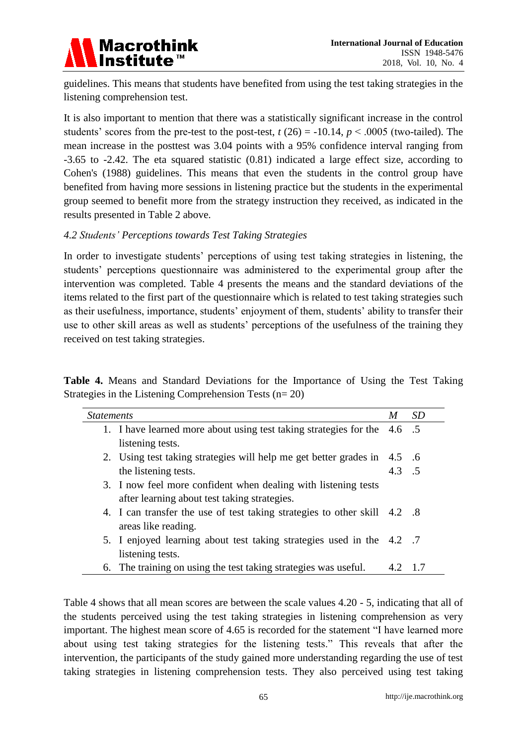guidelines. This means that students have benefited from using the test taking strategies in the listening comprehension test.

It is also important to mention that there was a statistically significant increase in the control students' scores from the pre-test to the post-test, $t$ (26) = -10.14, $p < .0005$ (two-tailed). The mean increase in the posttest was 3.04 points with a 95% confidence interval ranging from -3.65 to -2.42. The eta squared statistic (0.81) indicated a large effect size, according to Cohen's (1988) guidelines. This means that even the students in the control group have benefited from having more sessions in listening practice but the students in the experimental group seemed to benefit more from the strategy instruction they received, as indicated in the results presented in Table 2 above.

### *4.2 Students' Perceptions towards Test Taking Strategies*

In order to investigate students' perceptions of using test taking strategies in listening, the students' perceptions questionnaire was administered to the experimental group after the intervention was completed. Table 4 presents the means and the standard deviations of the items related to the first part of the questionnaire which is related to test taking strategies such as their usefulness, importance, students' enjoyment of them, students' ability to transfer their use to other skill areas as well as students' perceptions of the usefulness of the training they received on test taking strategies.

**Table 4.** Means and Standard Deviations for the Importance of Using the Test Taking Strategies in the Listening Comprehension Tests (n= 20)

| *Statements* | *M* | *SD* |
|---|---|---|
| 1. I have learned more about using test taking strategies for the listening tests. | 4.6 | .5 |
| 2. Using test taking strategies will help me get better grades in the listening tests. | 4.5 | .6 |
| 3. I now feel more confident when dealing with listening tests after learning about test taking strategies. | 4.3 | .5 |
| 4. I can transfer the use of test taking strategies to other skill areas like reading. | 4.2 | .8 |
| 5. I enjoyed learning about test taking strategies used in the listening tests. | 4.2 | .7 |
| 6. The training on using the test taking strategies was useful. | 4.2 | 1.7 |

Table 4 shows that all mean scores are between the scale values 4.20 - 5, indicating that all of the students perceived using the test taking strategies in listening comprehension as very important. The highest mean score of 4.65 is recorded for the statement "I have learned more about using test taking strategies for the listening tests." This reveals that after the intervention, the participants of the study gained more understanding regarding the use of test taking strategies in listening comprehension tests. They also perceived using test taking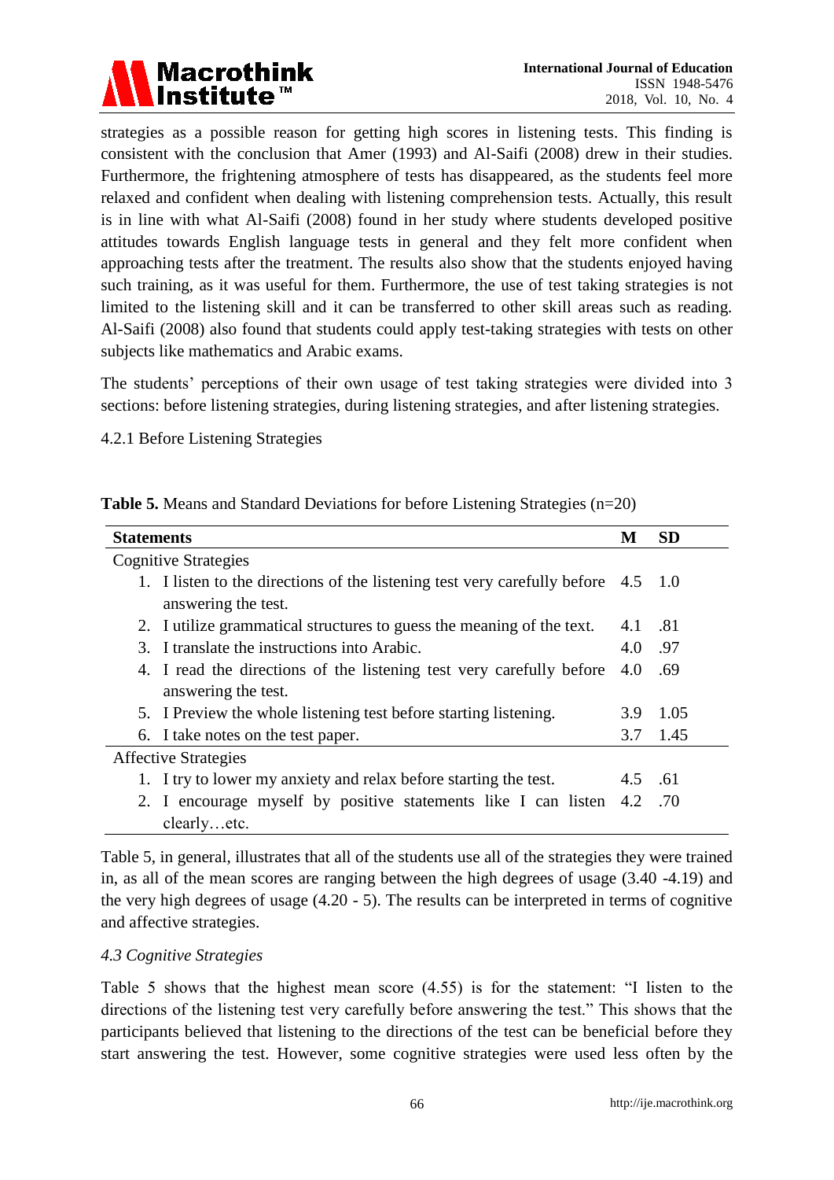strategies as a possible reason for getting high scores in listening tests. This finding is consistent with the conclusion that Amer (1993) and Al-Saifi (2008) drew in their studies. Furthermore, the frightening atmosphere of tests has disappeared, as the students feel more relaxed and confident when dealing with listening comprehension tests. Actually, this result is in line with what Al-Saifi (2008) found in her study where students developed positive attitudes towards English language tests in general and they felt more confident when approaching tests after the treatment. The results also show that the students enjoyed having such training, as it was useful for them. Furthermore, the use of test taking strategies is not limited to the listening skill and it can be transferred to other skill areas such as reading. Al-Saifi (2008) also found that students could apply test-taking strategies with tests on other subjects like mathematics and Arabic exams.

The students' perceptions of their own usage of test taking strategies were divided into 3 sections: before listening strategies, during listening strategies, and after listening strategies.

4.2.1 Before Listening Strategies

**Table 5.** Means and Standard Deviations for before Listening Strategies (n=20)

| Statements | M | SD |
|---|---|---|
| Cognitive Strategies | | |
| 1. I listen to the directions of the listening test very carefully before answering the test. | 4.5 | 1.0 |
| 2. I utilize grammatical structures to guess the meaning of the text. | 4.1 | .81 |
| 3. I translate the instructions into Arabic. | 4.0 | .97 |
| 4. I read the directions of the listening test very carefully before answering the test. | 4.0 | .69 |
| 5. I Preview the whole listening test before starting listening. | 3.9 | 1.05 |
| 6. I take notes on the test paper. | 3.7 | 1.45 |
| Affective Strategies | | |
| 1. I try to lower my anxiety and relax before starting the test. | 4.5 | .61 |
| 2. I encourage myself by positive statements like I can listen clearly…etc. | 4.2 | .70 |

Table 5, in general, illustrates that all of the students use all of the strategies they were trained in, as all of the mean scores are ranging between the high degrees of usage (3.40 -4.19) and the very high degrees of usage (4.20 - 5). The results can be interpreted in terms of cognitive and affective strategies.

### *4.3 Cognitive Strategies*

Table 5 shows that the highest mean score (4.55) is for the statement: "I listen to the directions of the listening test very carefully before answering the test." This shows that the participants believed that listening to the directions of the test can be beneficial before they start answering the test. However, some cognitive strategies were used less often by the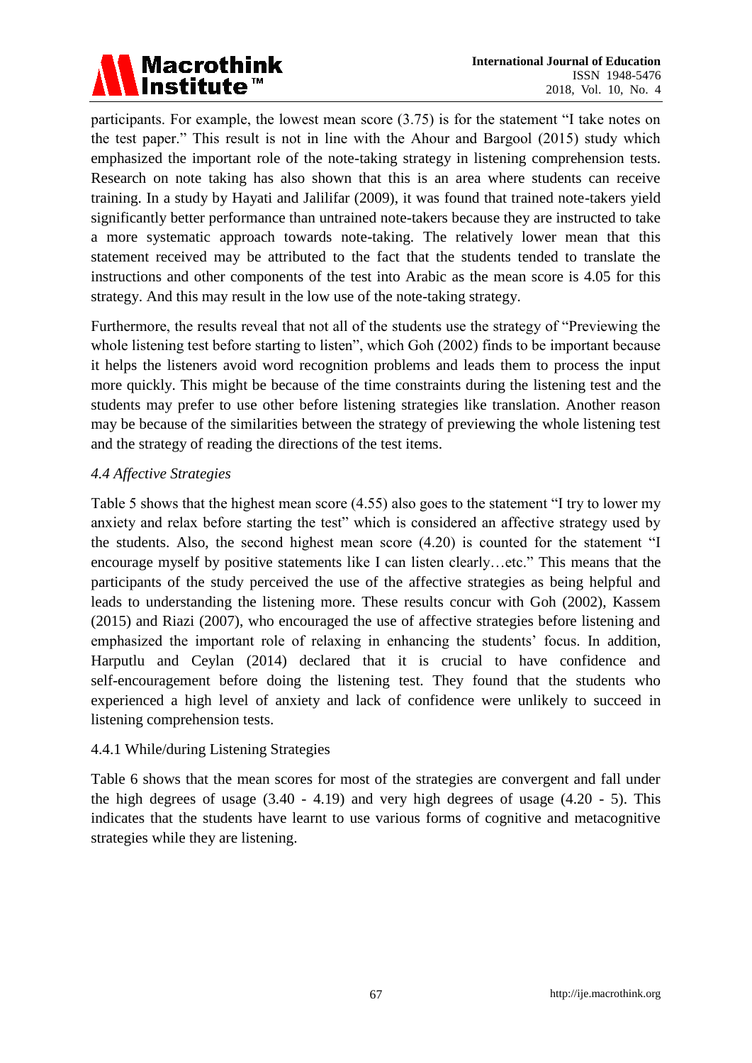participants. For example, the lowest mean score (3.75) is for the statement "I take notes on the test paper." This result is not in line with the Ahour and Bargool (2015) study which emphasized the important role of the note-taking strategy in listening comprehension tests. Research on note taking has also shown that this is an area where students can receive training. In a study by Hayati and Jalilifar (2009), it was found that trained note-takers yield significantly better performance than untrained note-takers because they are instructed to take a more systematic approach towards note-taking. The relatively lower mean that this statement received may be attributed to the fact that the students tended to translate the instructions and other components of the test into Arabic as the mean score is 4.05 for this strategy. And this may result in the low use of the note-taking strategy.

Furthermore, the results reveal that not all of the students use the strategy of "Previewing the whole listening test before starting to listen", which Goh (2002) finds to be important because it helps the listeners avoid word recognition problems and leads them to process the input more quickly. This might be because of the time constraints during the listening test and the students may prefer to use other before listening strategies like translation. Another reason may be because of the similarities between the strategy of previewing the whole listening test and the strategy of reading the directions of the test items.

### *4.4 Affective Strategies*

Table 5 shows that the highest mean score (4.55) also goes to the statement "I try to lower my anxiety and relax before starting the test" which is considered an affective strategy used by the students. Also, the second highest mean score (4.20) is counted for the statement "I encourage myself by positive statements like I can listen clearly…etc." This means that the participants of the study perceived the use of the affective strategies as being helpful and leads to understanding the listening more. These results concur with Goh (2002), Kassem (2015) and Riazi (2007), who encouraged the use of affective strategies before listening and emphasized the important role of relaxing in enhancing the students' focus. In addition, Harputlu and Ceylan (2014) declared that it is crucial to have confidence and self-encouragement before doing the listening test. They found that the students who experienced a high level of anxiety and lack of confidence were unlikely to succeed in listening comprehension tests.

#### 4.4.1 While/during Listening Strategies

Table 6 shows that the mean scores for most of the strategies are convergent and fall under the high degrees of usage (3.40 - 4.19) and very high degrees of usage (4.20 - 5). This indicates that the students have learnt to use various forms of cognitive and metacognitive strategies while they are listening.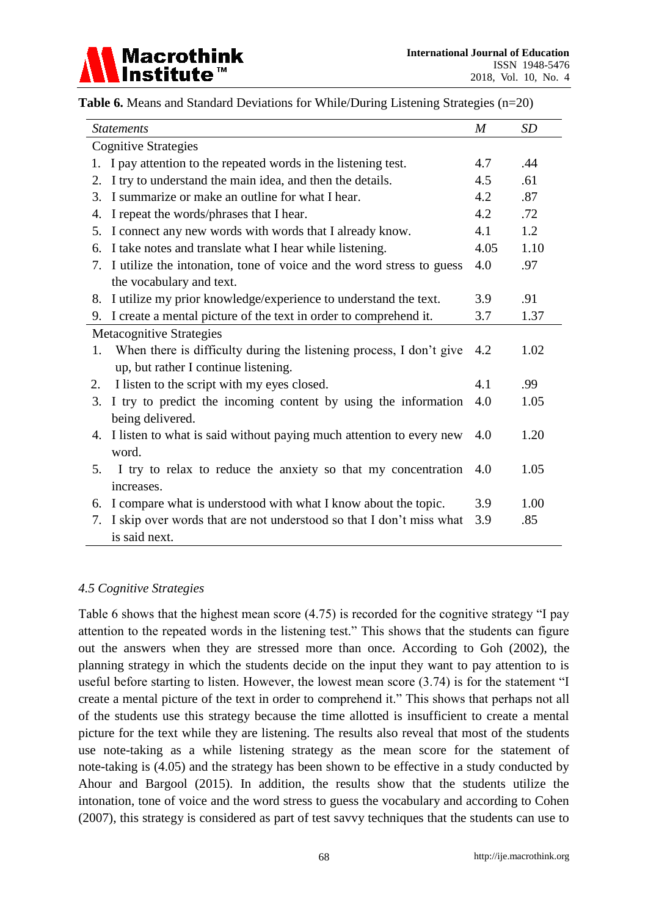**Table 6.** Means and Standard Deviations for While/During Listening Strategies (n=20)

| *Statements* | *M* | *SD* |
|---|---|---|
| Cognitive Strategies | | |
| 1. I pay attention to the repeated words in the listening test. | 4.7 | .44 |
| 2. I try to understand the main idea, and then the details. | 4.5 | .61 |
| 3. I summarize or make an outline for what I hear. | 4.2 | .87 |
| 4. I repeat the words/phrases that I hear. | 4.2 | .72 |
| 5. I connect any new words with words that I already know. | 4.1 | 1.2 |
| 6. I take notes and translate what I hear while listening. | 4.05 | 1.10 |
| 7. I utilize the intonation, tone of voice and the word stress to guess the vocabulary and text. | 4.0 | .97 |
| 8. I utilize my prior knowledge/experience to understand the text. | 3.9 | .91 |
| 9. I create a mental picture of the text in order to comprehend it. | 3.7 | 1.37 |
| Metacognitive Strategies | | |
| 1. When there is difficulty during the listening process, I don't give up, but rather I continue listening. | 4.2 | 1.02 |
| 2. I listen to the script with my eyes closed. | 4.1 | .99 |
| 3. I try to predict the incoming content by using the information being delivered. | 4.0 | 1.05 |
| 4. I listen to what is said without paying much attention to every new word. | 4.0 | 1.20 |
| 5. I try to relax to reduce the anxiety so that my concentration increases. | 4.0 | 1.05 |
| 6. I compare what is understood with what I know about the topic. | 3.9 | 1.00 |
| 7. I skip over words that are not understood so that I don't miss what is said next. | 3.9 | .85 |

### *4.5 Cognitive Strategies*

Table 6 shows that the highest mean score (4.75) is recorded for the cognitive strategy "I pay attention to the repeated words in the listening test." This shows that the students can figure out the answers when they are stressed more than once. According to Goh (2002), the planning strategy in which the students decide on the input they want to pay attention to is useful before starting to listen. However, the lowest mean score (3.74) is for the statement "I create a mental picture of the text in order to comprehend it." This shows that perhaps not all of the students use this strategy because the time allotted is insufficient to create a mental picture for the text while they are listening. The results also reveal that most of the students use note-taking as a while listening strategy as the mean score for the statement of note-taking is (4.05) and the strategy has been shown to be effective in a study conducted by Ahour and Bargool (2015). In addition, the results show that the students utilize the intonation, tone of voice and the word stress to guess the vocabulary and according to Cohen (2007), this strategy is considered as part of test savvy techniques that the students can use to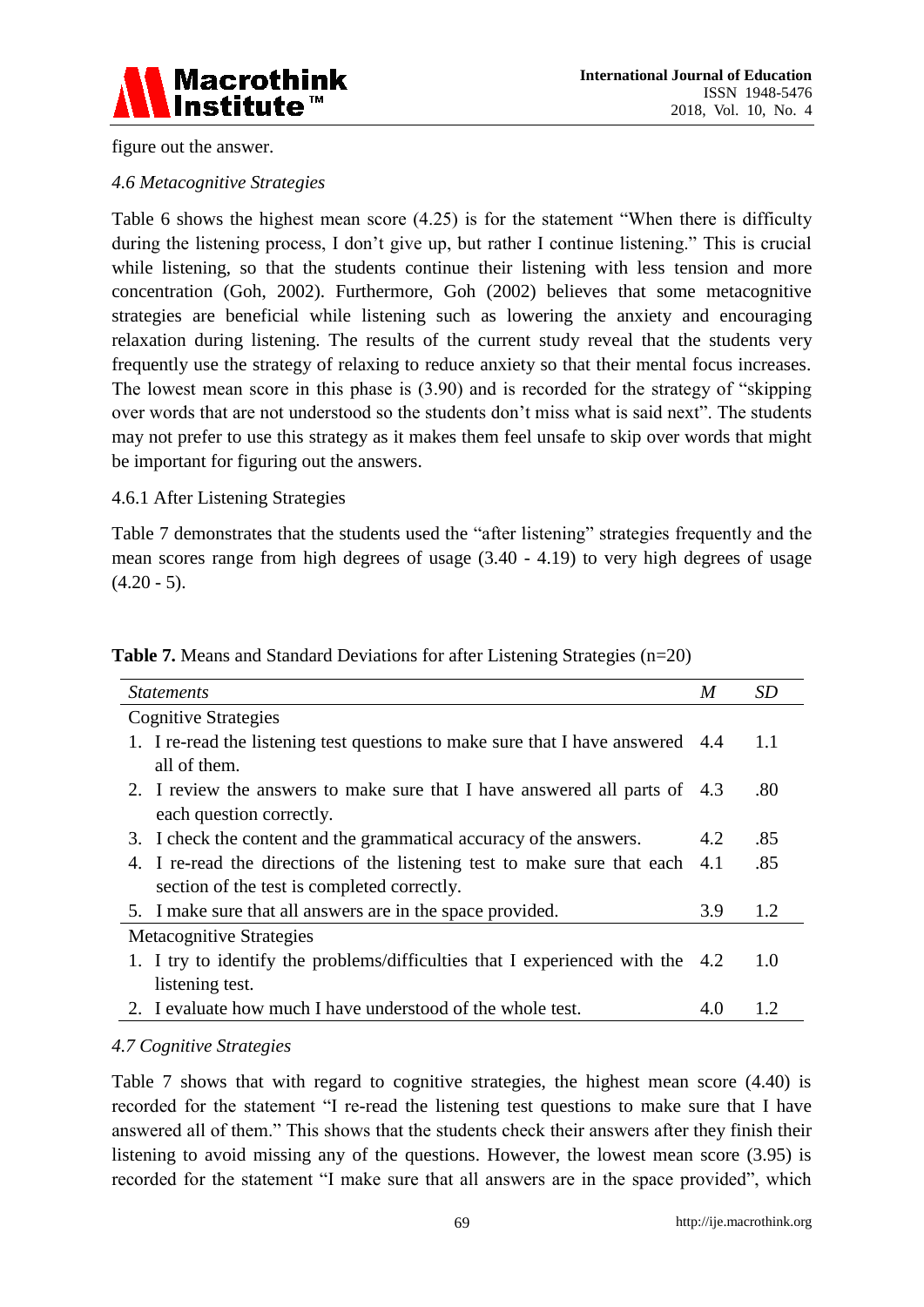figure out the answer.

### *4.6 Metacognitive Strategies*

Table 6 shows the highest mean score (4.25) is for the statement "When there is difficulty during the listening process, I don't give up, but rather I continue listening." This is crucial while listening, so that the students continue their listening with less tension and more concentration (Goh, 2002). Furthermore, Goh (2002) believes that some metacognitive strategies are beneficial while listening such as lowering the anxiety and encouraging relaxation during listening. The results of the current study reveal that the students very frequently use the strategy of relaxing to reduce anxiety so that their mental focus increases. The lowest mean score in this phase is (3.90) and is recorded for the strategy of "skipping over words that are not understood so the students don't miss what is said next". The students may not prefer to use this strategy as it makes them feel unsafe to skip over words that might be important for figuring out the answers.

#### 4.6.1 After Listening Strategies

Table 7 demonstrates that the students used the "after listening" strategies frequently and the mean scores range from high degrees of usage (3.40 - 4.19) to very high degrees of usage (4.20 - 5).

**Table 7.** Means and Standard Deviations for after Listening Strategies (n=20)

| *Statements* | *M* | *SD* |
|---|---|---|
| Cognitive Strategies | | |
| 1. I re-read the listening test questions to make sure that I have answered all of them. | 4.4 | 1.1 |
| 2. I review the answers to make sure that I have answered all parts of each question correctly. | 4.3 | .80 |
| 3. I check the content and the grammatical accuracy of the answers. | 4.2 | .85 |
| 4. I re-read the directions of the listening test to make sure that each section of the test is completed correctly. | 4.1 | .85 |
| 5. I make sure that all answers are in the space provided. | 3.9 | 1.2 |
| Metacognitive Strategies | | |
| 1. I try to identify the problems/difficulties that I experienced with the listening test. | 4.2 | 1.0 |
| 2. I evaluate how much I have understood of the whole test. | 4.0 | 1.2 |

### *4.7 Cognitive Strategies*

Table 7 shows that with regard to cognitive strategies, the highest mean score (4.40) is recorded for the statement "I re-read the listening test questions to make sure that I have answered all of them." This shows that the students check their answers after they finish their listening to avoid missing any of the questions. However, the lowest mean score (3.95) is recorded for the statement "I make sure that all answers are in the space provided", which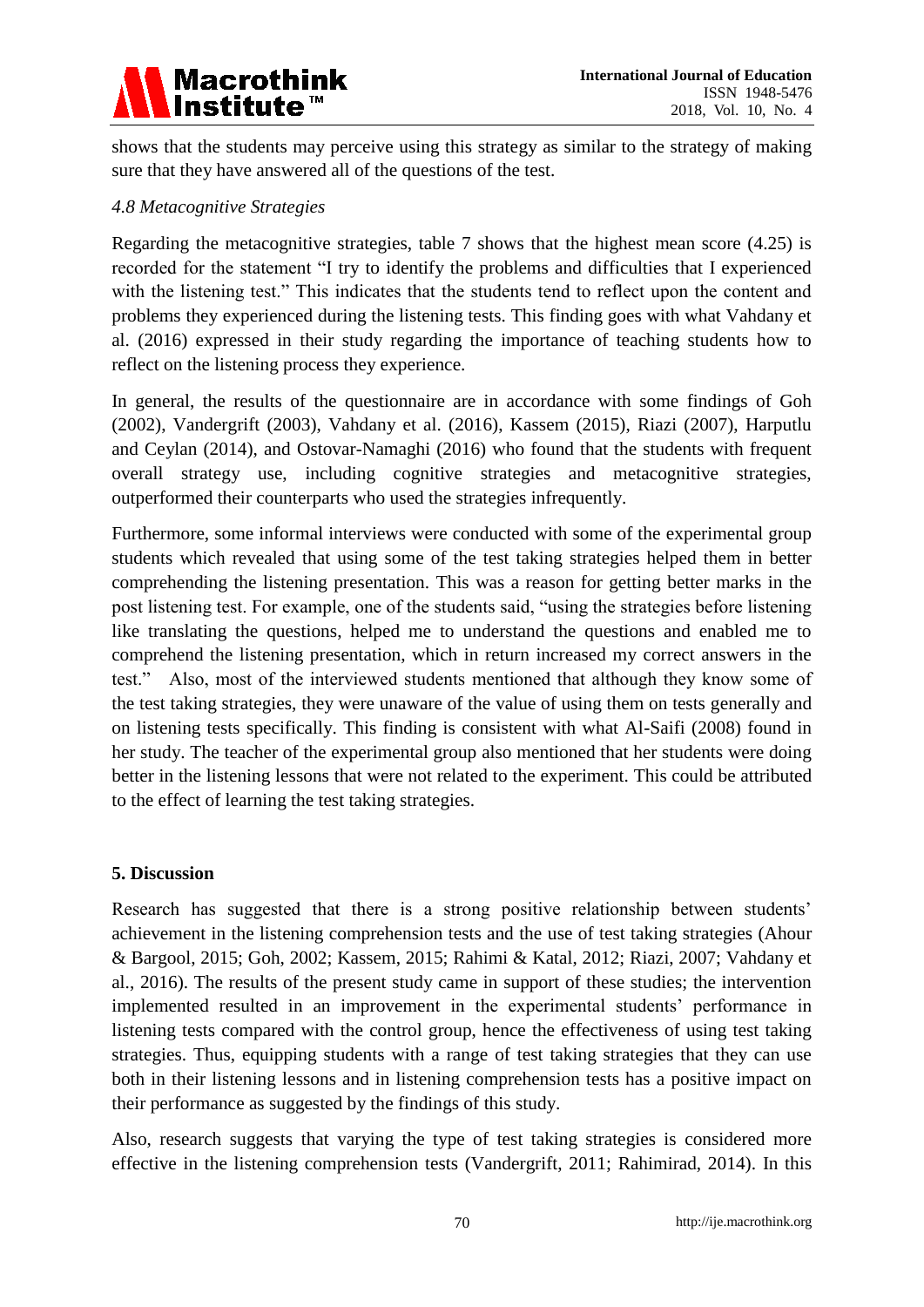shows that the students may perceive using this strategy as similar to the strategy of making sure that they have answered all of the questions of the test.

*4.8 Metacognitive Strategies*

Regarding the metacognitive strategies, table 7 shows that the highest mean score (4.25) is recorded for the statement "I try to identify the problems and difficulties that I experienced with the listening test." This indicates that the students tend to reflect upon the content and problems they experienced during the listening tests. This finding goes with what Vahdany et al. (2016) expressed in their study regarding the importance of teaching students how to reflect on the listening process they experience.

In general, the results of the questionnaire are in accordance with some findings of Goh (2002), Vandergrift (2003), Vahdany et al. (2016), Kassem (2015), Riazi (2007), Harputlu and Ceylan (2014), and Ostovar-Namaghi (2016) who found that the students with frequent overall strategy use, including cognitive strategies and metacognitive strategies, outperformed their counterparts who used the strategies infrequently.

Furthermore, some informal interviews were conducted with some of the experimental group students which revealed that using some of the test taking strategies helped them in better comprehending the listening presentation. This was a reason for getting better marks in the post listening test. For example, one of the students said, "using the strategies before listening like translating the questions, helped me to understand the questions and enabled me to comprehend the listening presentation, which in return increased my correct answers in the test." Also, most of the interviewed students mentioned that although they know some of the test taking strategies, they were unaware of the value of using them on tests generally and on listening tests specifically. This finding is consistent with what Al-Saifi (2008) found in her study. The teacher of the experimental group also mentioned that her students were doing better in the listening lessons that were not related to the experiment. This could be attributed to the effect of learning the test taking strategies.

## 5. Discussion

Research has suggested that there is a strong positive relationship between students' achievement in the listening comprehension tests and the use of test taking strategies (Ahour & Bargool, 2015; Goh, 2002; Kassem, 2015; Rahimi & Katal, 2012; Riazi, 2007; Vahdany et al., 2016). The results of the present study came in support of these studies; the intervention implemented resulted in an improvement in the experimental students' performance in listening tests compared with the control group, hence the effectiveness of using test taking strategies. Thus, equipping students with a range of test taking strategies that they can use both in their listening lessons and in listening comprehension tests has a positive impact on their performance as suggested by the findings of this study.

Also, research suggests that varying the type of test taking strategies is considered more effective in the listening comprehension tests (Vandergrift, 2011; Rahimirad, 2014). In this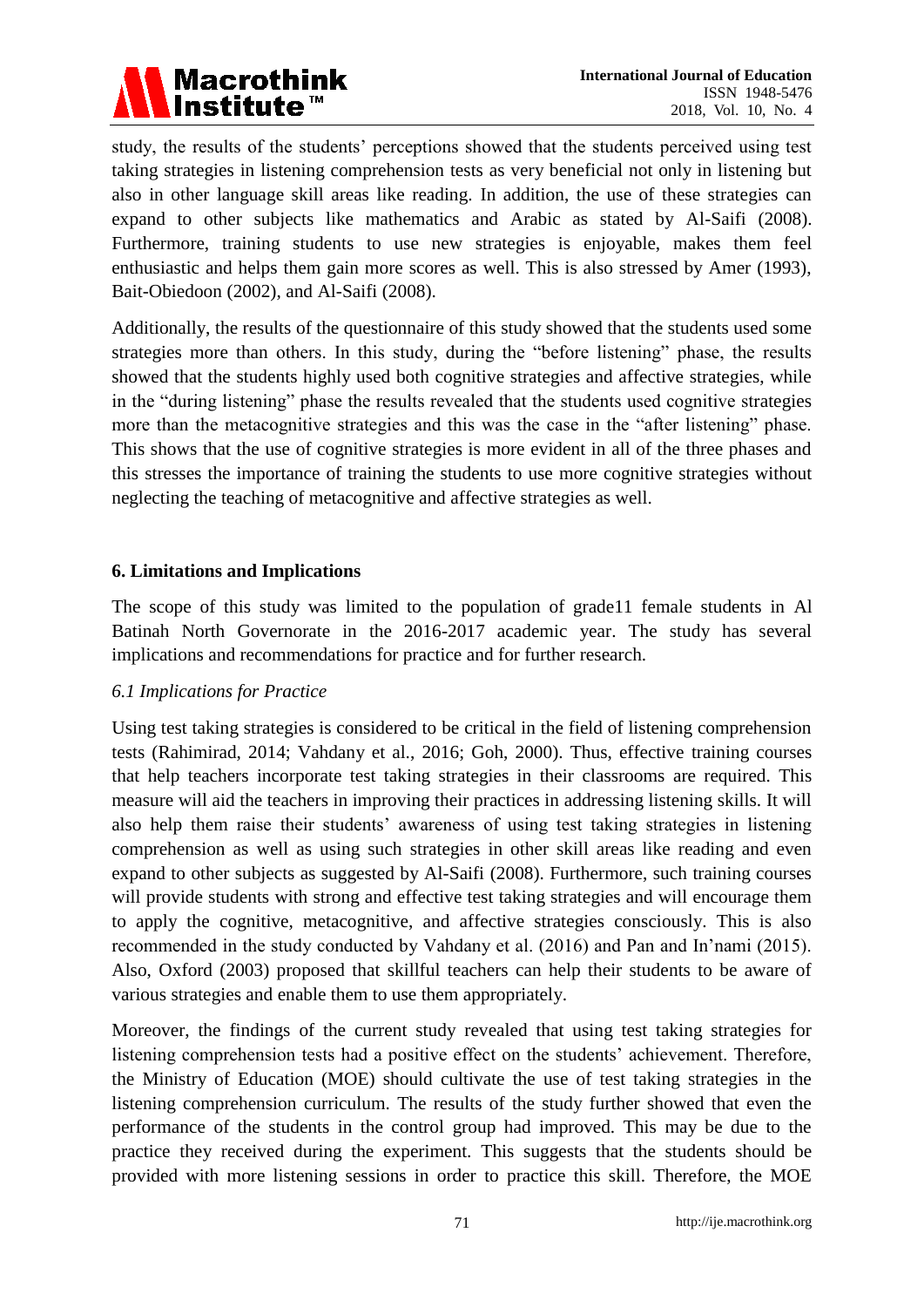study, the results of the students' perceptions showed that the students perceived using test taking strategies in listening comprehension tests as very beneficial not only in listening but also in other language skill areas like reading. In addition, the use of these strategies can expand to other subjects like mathematics and Arabic as stated by Al-Saifi (2008). Furthermore, training students to use new strategies is enjoyable, makes them feel enthusiastic and helps them gain more scores as well. This is also stressed by Amer (1993), Bait-Obiedoon (2002), and Al-Saifi (2008).

Additionally, the results of the questionnaire of this study showed that the students used some strategies more than others. In this study, during the "before listening" phase, the results showed that the students highly used both cognitive strategies and affective strategies, while in the "during listening" phase the results revealed that the students used cognitive strategies more than the metacognitive strategies and this was the case in the "after listening" phase. This shows that the use of cognitive strategies is more evident in all of the three phases and this stresses the importance of training the students to use more cognitive strategies without neglecting the teaching of metacognitive and affective strategies as well.

## 6. Limitations and Implications

The scope of this study was limited to the population of grade11 female students in Al Batinah North Governorate in the 2016-2017 academic year. The study has several implications and recommendations for practice and for further research.

### *6.1 Implications for Practice*

Using test taking strategies is considered to be critical in the field of listening comprehension tests (Rahimirad, 2014; Vahdany et al., 2016; Goh, 2000). Thus, effective training courses that help teachers incorporate test taking strategies in their classrooms are required. This measure will aid the teachers in improving their practices in addressing listening skills. It will also help them raise their students' awareness of using test taking strategies in listening comprehension as well as using such strategies in other skill areas like reading and even expand to other subjects as suggested by Al-Saifi (2008). Furthermore, such training courses will provide students with strong and effective test taking strategies and will encourage them to apply the cognitive, metacognitive, and affective strategies consciously. This is also recommended in the study conducted by Vahdany et al. (2016) and Pan and In'nami (2015). Also, Oxford (2003) proposed that skillful teachers can help their students to be aware of various strategies and enable them to use them appropriately.

Moreover, the findings of the current study revealed that using test taking strategies for listening comprehension tests had a positive effect on the students' achievement. Therefore, the Ministry of Education (MOE) should cultivate the use of test taking strategies in the listening comprehension curriculum. The results of the study further showed that even the performance of the students in the control group had improved. This may be due to the practice they received during the experiment. This suggests that the students should be provided with more listening sessions in order to practice this skill. Therefore, the MOE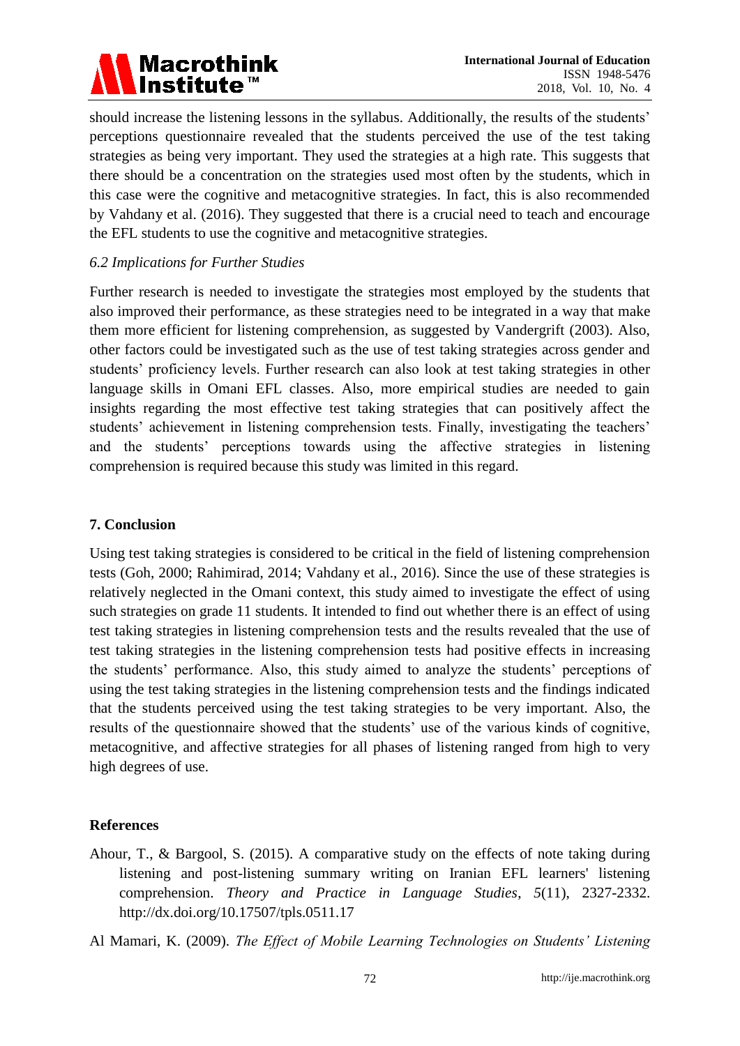should increase the listening lessons in the syllabus. Additionally, the results of the students' perceptions questionnaire revealed that the students perceived the use of the test taking strategies as being very important. They used the strategies at a high rate. This suggests that there should be a concentration on the strategies used most often by the students, which in this case were the cognitive and metacognitive strategies. In fact, this is also recommended by Vahdany et al. (2016). They suggested that there is a crucial need to teach and encourage the EFL students to use the cognitive and metacognitive strategies.

### *6.2 Implications for Further Studies*

Further research is needed to investigate the strategies most employed by the students that also improved their performance, as these strategies need to be integrated in a way that make them more efficient for listening comprehension, as suggested by Vandergrift (2003). Also, other factors could be investigated such as the use of test taking strategies across gender and students' proficiency levels. Further research can also look at test taking strategies in other language skills in Omani EFL classes. Also, more empirical studies are needed to gain insights regarding the most effective test taking strategies that can positively affect the students' achievement in listening comprehension tests. Finally, investigating the teachers' and the students' perceptions towards using the affective strategies in listening comprehension is required because this study was limited in this regard.

## 7. Conclusion

Using test taking strategies is considered to be critical in the field of listening comprehension tests (Goh, 2000; Rahimirad, 2014; Vahdany et al., 2016). Since the use of these strategies is relatively neglected in the Omani context, this study aimed to investigate the effect of using such strategies on grade 11 students. It intended to find out whether there is an effect of using test taking strategies in listening comprehension tests and the results revealed that the use of test taking strategies in the listening comprehension tests had positive effects in increasing the students' performance. Also, this study aimed to analyze the students' perceptions of using the test taking strategies in the listening comprehension tests and the findings indicated that the students perceived using the test taking strategies to be very important. Also, the results of the questionnaire showed that the students' use of the various kinds of cognitive, metacognitive, and affective strategies for all phases of listening ranged from high to very high degrees of use.

## References

Ahour, T., & Bargool, S. (2015). A comparative study on the effects of note taking during listening and post-listening summary writing on Iranian EFL learners' listening comprehension. *Theory and Practice in Language Studies*, *5*(11), 2327-2332. http://dx.doi.org/10.17507/tpls.0511.17

Al Mamari, K. (2009). *The Effect of Mobile Learning Technologies on Students' Listening*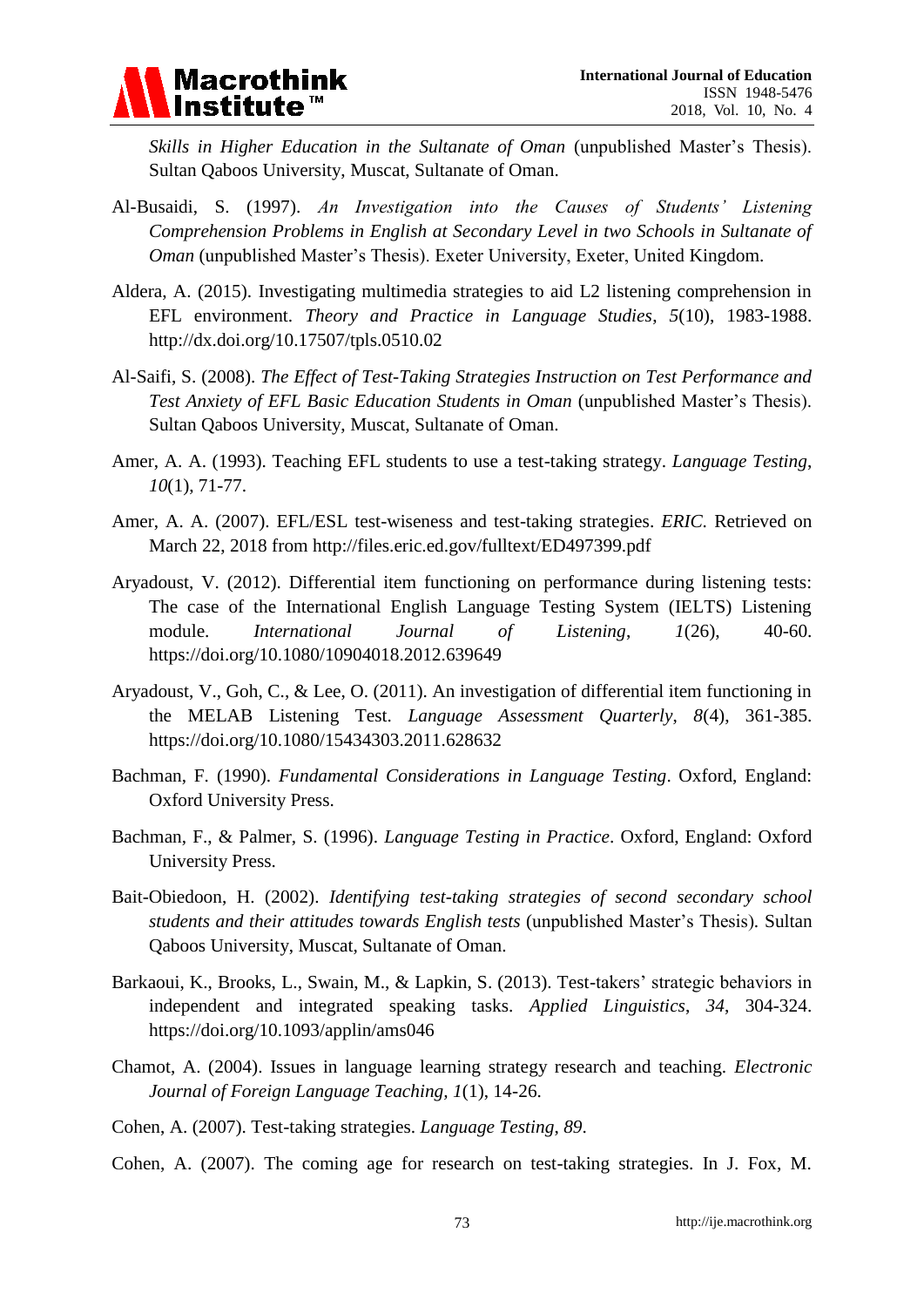*Skills in Higher Education in the Sultanate of Oman* (unpublished Master's Thesis). Sultan Qaboos University, Muscat, Sultanate of Oman.

Al-Busaidi, S. (1997). *An Investigation into the Causes of Students' Listening Comprehension Problems in English at Secondary Level in two Schools in Sultanate of Oman* (unpublished Master's Thesis). Exeter University, Exeter, United Kingdom.

Aldera, A. (2015). Investigating multimedia strategies to aid L2 listening comprehension in EFL environment. *Theory and Practice in Language Studies*, *5*(10), 1983-1988. http://dx.doi.org/10.17507/tpls.0510.02

Al-Saifi, S. (2008). *The Effect of Test-Taking Strategies Instruction on Test Performance and Test Anxiety of EFL Basic Education Students in Oman* (unpublished Master's Thesis). Sultan Qaboos University, Muscat, Sultanate of Oman.

Amer, A. A. (1993). Teaching EFL students to use a test-taking strategy. *Language Testing*, *10*(1), 71-77.

Amer, A. A. (2007). EFL/ESL test-wiseness and test-taking strategies. *ERIC*. Retrieved on March 22, 2018 from http://files.eric.ed.gov/fulltext/ED497399.pdf

Aryadoust, V. (2012). Differential item functioning on performance during listening tests: The case of the International English Language Testing System (IELTS) Listening module. *International Journal of Listening*, *1*(26), 40-60. https://doi.org/10.1080/10904018.2012.639649

Aryadoust, V., Goh, C., & Lee, O. (2011). An investigation of differential item functioning in the MELAB Listening Test. *Language Assessment Quarterly*, *8*(4), 361-385. https://doi.org/10.1080/15434303.2011.628632

Bachman, F. (1990). *Fundamental Considerations in Language Testing*. Oxford, England: Oxford University Press.

Bachman, F., & Palmer, S. (1996). *Language Testing in Practice*. Oxford, England: Oxford University Press.

Bait-Obiedoon, H. (2002). *Identifying test-taking strategies of second secondary school students and their attitudes towards English tests* (unpublished Master's Thesis). Sultan Qaboos University, Muscat, Sultanate of Oman.

Barkaoui, K., Brooks, L., Swain, M., & Lapkin, S. (2013). Test-takers' strategic behaviors in independent and integrated speaking tasks. *Applied Linguistics*, *34*, 304-324. https://doi.org/10.1093/applin/ams046

Chamot, A. (2004). Issues in language learning strategy research and teaching. *Electronic Journal of Foreign Language Teaching*, *1*(1), 14-26.

Cohen, A. (2007). Test-taking strategies. *Language Testing*, *89*.

Cohen, A. (2007). The coming age for research on test-taking strategies. In J. Fox, M.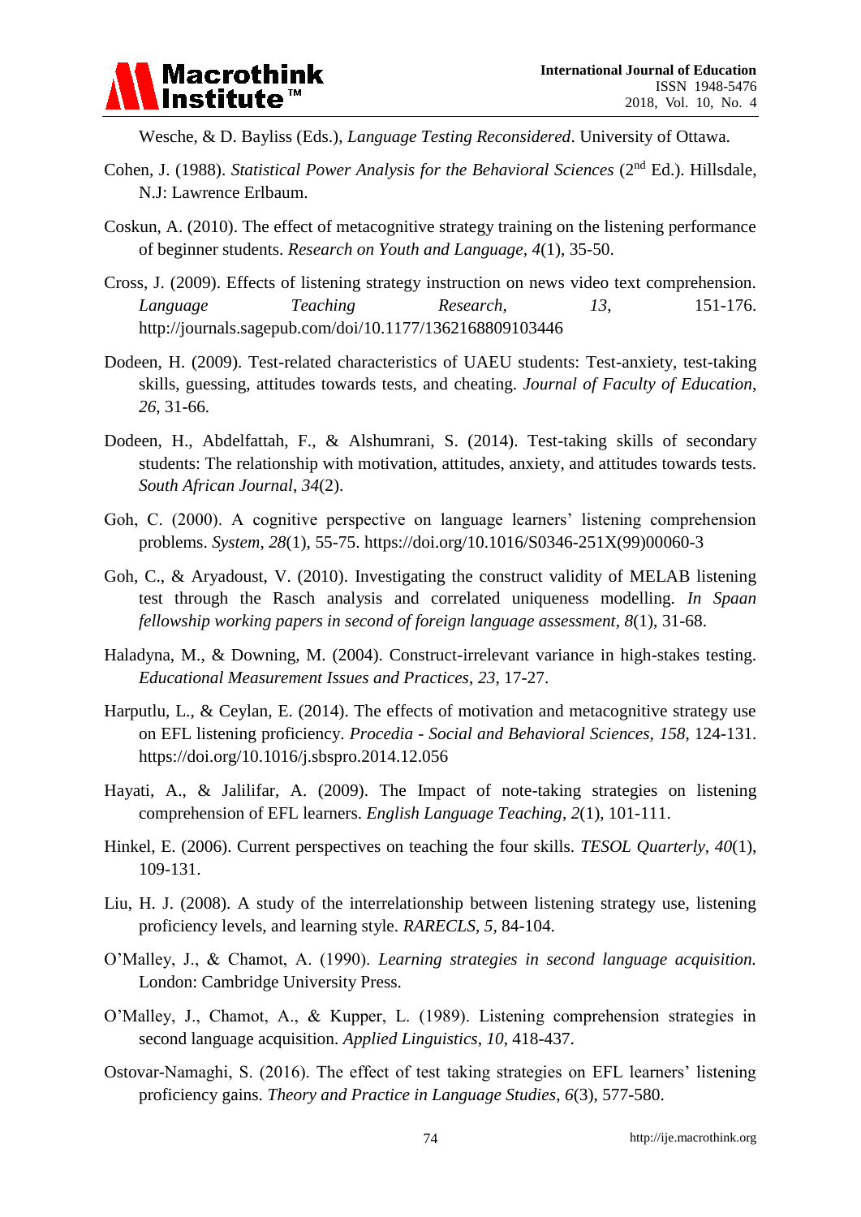Wesche, & D. Bayliss (Eds.), *Language Testing Reconsidered*. University of Ottawa.

Cohen, J. (1988). *Statistical Power Analysis for the Behavioral Sciences* (2nd Ed.). Hillsdale, N.J: Lawrence Erlbaum.

Coskun, A. (2010). The effect of metacognitive strategy training on the listening performance of beginner students. *Research on Youth and Language*, *4*(1), 35-50.

Cross, J. (2009). Effects of listening strategy instruction on news video text comprehension. *Language Teaching Research*, *13*, 151-176. http://journals.sagepub.com/doi/10.1177/1362168809103446

Dodeen, H. (2009). Test-related characteristics of UAEU students: Test-anxiety, test-taking skills, guessing, attitudes towards tests, and cheating. *Journal of Faculty of Education*, *26*, 31-66.

Dodeen, H., Abdelfattah, F., & Alshumrani, S. (2014). Test-taking skills of secondary students: The relationship with motivation, attitudes, anxiety, and attitudes towards tests. *South African Journal*, *34*(2).

Goh, C. (2000). A cognitive perspective on language learners' listening comprehension problems. *System*, *28*(1), 55-75. https://doi.org/10.1016/S0346-251X(99)00060-3

Goh, C., & Aryadoust, V. (2010). Investigating the construct validity of MELAB listening test through the Rasch analysis and correlated uniqueness modelling. *In Spaan fellowship working papers in second of foreign language assessment*, *8*(1), 31-68.

Haladyna, M., & Downing, M. (2004). Construct-irrelevant variance in high-stakes testing. *Educational Measurement Issues and Practices*, *23*, 17-27.

Harputlu, L., & Ceylan, E. (2014). The effects of motivation and metacognitive strategy use on EFL listening proficiency. *Procedia - Social and Behavioral Sciences*, *158*, 124-131. https://doi.org/10.1016/j.sbspro.2014.12.056

Hayati, A., & Jalilifar, A. (2009). The Impact of note-taking strategies on listening comprehension of EFL learners. *English Language Teaching*, *2*(1), 101-111.

Hinkel, E. (2006). Current perspectives on teaching the four skills. *TESOL Quarterly*, *40*(1), 109-131.

Liu, H. J. (2008). A study of the interrelationship between listening strategy use, listening proficiency levels, and learning style. *RARECLS*, *5*, 84-104.

O'Malley, J., & Chamot, A. (1990). *Learning strategies in second language acquisition.* London: Cambridge University Press.

O'Malley, J., Chamot, A., & Kupper, L. (1989). Listening comprehension strategies in second language acquisition. *Applied Linguistics*, *10*, 418-437.

Ostovar-Namaghi, S. (2016). The effect of test taking strategies on EFL learners' listening proficiency gains. *Theory and Practice in Language Studies*, *6*(3), 577-580.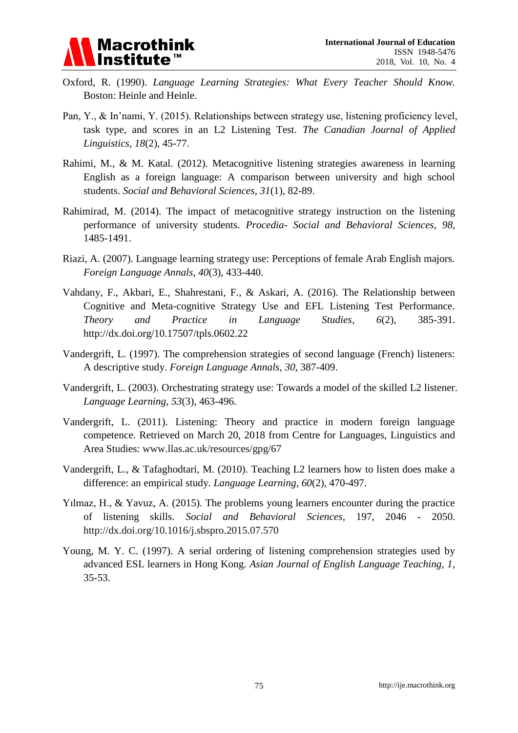Oxford, R. (1990). *Language Learning Strategies: What Every Teacher Should Know.* Boston: Heinle and Heinle.

Pan, Y., & In'nami, Y. (2015). Relationships between strategy use, listening proficiency level, task type, and scores in an L2 Listening Test. *The Canadian Journal of Applied Linguistics*, *18*(2), 45-77.

Rahimi, M., & M. Katal. (2012). Metacognitive listening strategies awareness in learning English as a foreign language: A comparison between university and high school students. *Social and Behavioral Sciences*, *31*(1), 82-89.

Rahimirad, M. (2014). The impact of metacognitive strategy instruction on the listening performance of university students. *Procedia- Social and Behavioral Sciences*, *98*, 1485-1491.

Riazi, A. (2007). Language learning strategy use: Perceptions of female Arab English majors. *Foreign Language Annals*, *40*(3), 433-440.

Vahdany, F., Akbari, E., Shahrestani, F., & Askari, A. (2016). The Relationship between Cognitive and Meta-cognitive Strategy Use and EFL Listening Test Performance. *Theory and Practice in Language Studies*, *6*(2), 385-391. http://dx.doi.org/10.17507/tpls.0602.22

Vandergrift, L. (1997). The comprehension strategies of second language (French) listeners: A descriptive study. *Foreign Language Annals*, *30*, 387-409.

Vandergrift, L. (2003). Orchestrating strategy use: Towards a model of the skilled L2 listener. *Language Learning*, *53*(3), 463-496.

Vandergrift, L. (2011). Listening: Theory and practice in modern foreign language competence. Retrieved on March 20, 2018 from Centre for Languages, Linguistics and Area Studies: www.llas.ac.uk/resources/gpg/67

Vandergrift, L., & Tafaghodtari, M. (2010). Teaching L2 learners how to listen does make a difference: an empirical study. *Language Learning*, *60*(2), 470-497.

Yılmaz, H., & Yavuz, A. (2015). The problems young learners encounter during the practice of listening skills. *Social and Behavioral Sciences*, 197, 2046 - 2050. http://dx.doi.org/10.1016/j.sbspro.2015.07.570

Young, M. Y. C. (1997). A serial ordering of listening comprehension strategies used by advanced ESL learners in Hong Kong. *Asian Journal of English Language Teaching*, *1*, 35-53.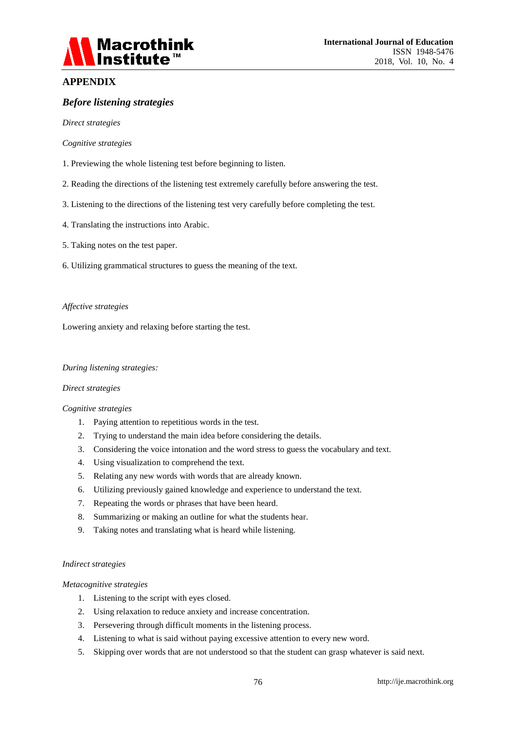## APPENDIX

### *Before listening strategies*

*Direct strategies*

*Cognitive strategies*

1. Previewing the whole listening test before beginning to listen.

2. Reading the directions of the listening test extremely carefully before answering the test.

3. Listening to the directions of the listening test very carefully before completing the test.

4. Translating the instructions into Arabic.

5. Taking notes on the test paper.

6. Utilizing grammatical structures to guess the meaning of the text.

*Affective strategies*

Lowering anxiety and relaxing before starting the test.

*During listening strategies:*

*Direct strategies*

*Cognitive strategies*

1. Paying attention to repetitious words in the test.
2. Trying to understand the main idea before considering the details.
3. Considering the voice intonation and the word stress to guess the vocabulary and text.
4. Using visualization to comprehend the text.
5. Relating any new words with words that are already known.
6. Utilizing previously gained knowledge and experience to understand the text.
7. Repeating the words or phrases that have been heard.
8. Summarizing or making an outline for what the students hear.
9. Taking notes and translating what is heard while listening.

*Indirect strategies*

*Metacognitive strategies*

1. Listening to the script with eyes closed.
2. Using relaxation to reduce anxiety and increase concentration.
3. Persevering through difficult moments in the listening process.
4. Listening to what is said without paying excessive attention to every new word.
5. Skipping over words that are not understood so that the student can grasp whatever is said next.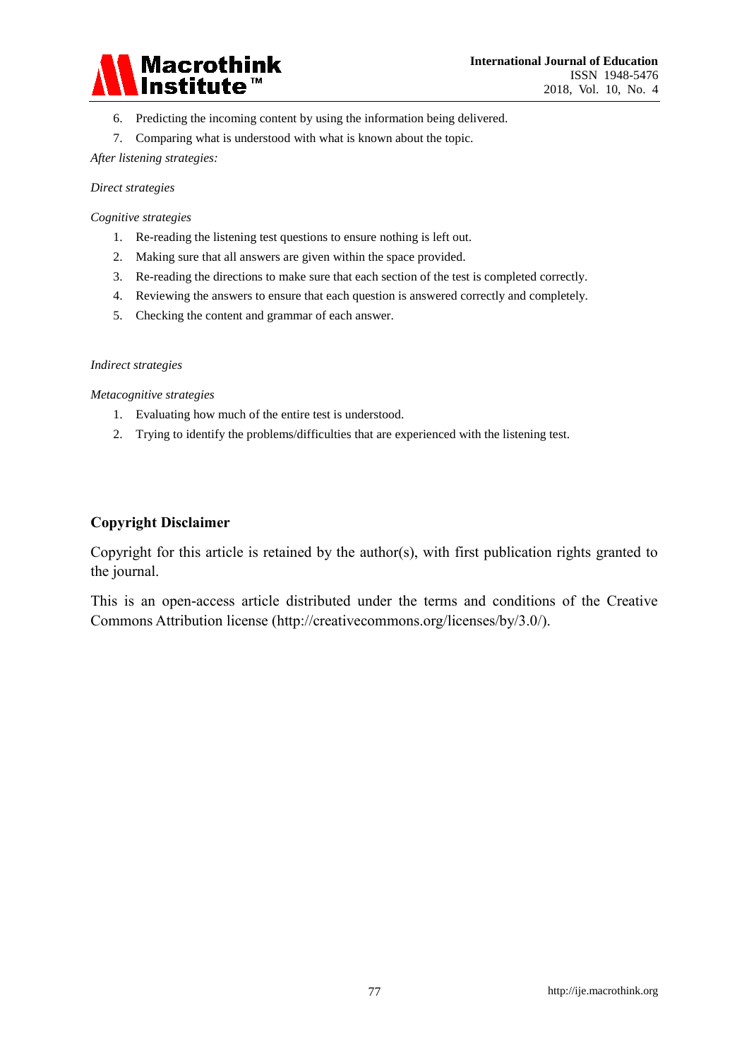6. Predicting the incoming content by using the information being delivered.
7. Comparing what is understood with what is known about the topic.

*After listening strategies:*

*Direct strategies*

*Cognitive strategies*

1. Re-reading the listening test questions to ensure nothing is left out.
2. Making sure that all answers are given within the space provided.
3. Re-reading the directions to make sure that each section of the test is completed correctly.
4. Reviewing the answers to ensure that each question is answered correctly and completely.
5. Checking the content and grammar of each answer.

*Indirect strategies*

*Metacognitive strategies*

1. Evaluating how much of the entire test is understood.
2. Trying to identify the problems/difficulties that are experienced with the listening test.

## Copyright Disclaimer

Copyright for this article is retained by the author(s), with first publication rights granted to the journal.

This is an open-access article distributed under the terms and conditions of the Creative Commons Attribution license (http://creativecommons.org/licenses/by/3.0/).